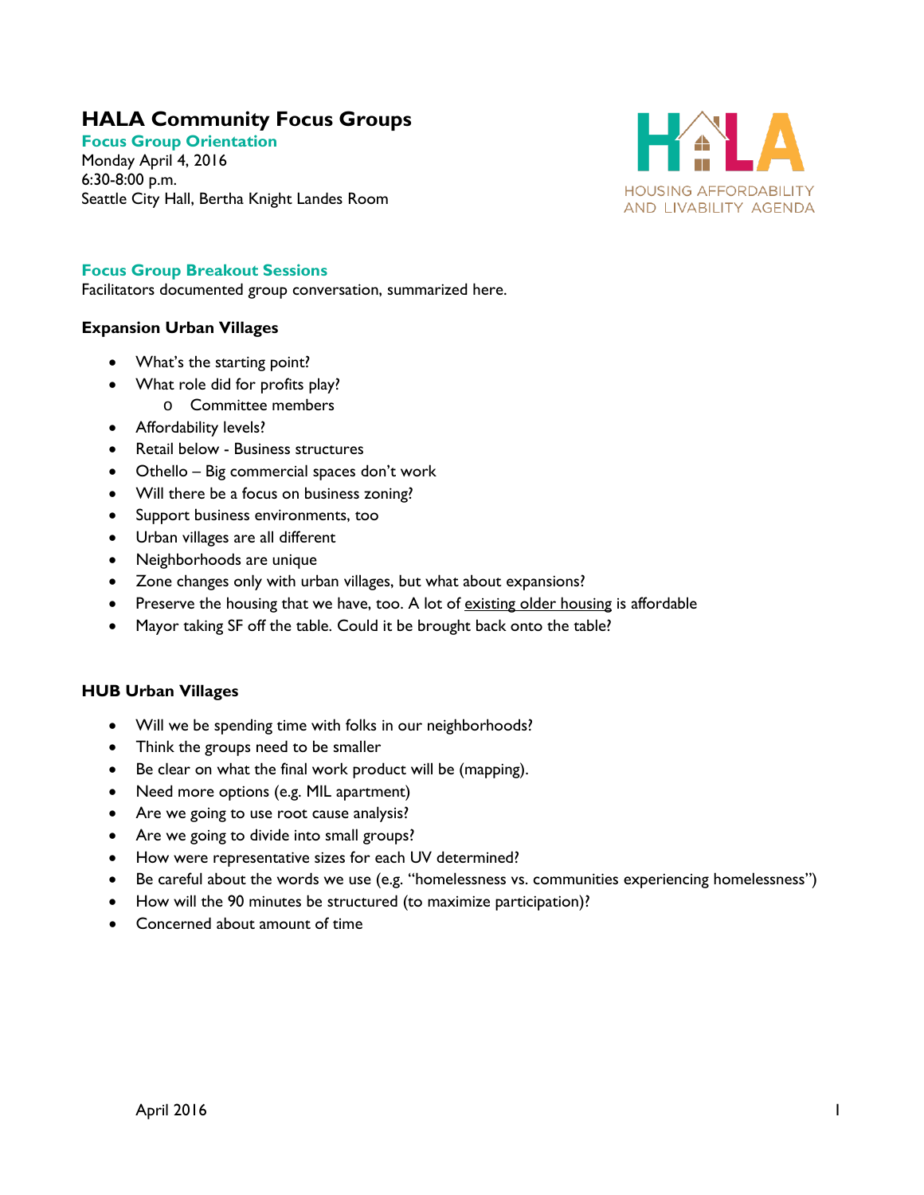# HALA Community Focus Groups

**Focus Group Orientation**
Monday April 4, 2016
6:30-8:00 p.m.
Seattle City Hall, Bertha Knight Landes Room

HOUSING AFFORDABILITY AND LIVABILITY AGENDA

## Focus Group Breakout Sessions

Facilitators documented group conversation, summarized here.

### Expansion Urban Villages

- What's the starting point?
- What role did for profits play?
  - Committee members
- Affordability levels?
- Retail below - Business structures
- Othello – Big commercial spaces don't work
- Will there be a focus on business zoning?
- Support business environments, too
- Urban villages are all different
- Neighborhoods are unique
- Zone changes only with urban villages, but what about expansions?
- Preserve the housing that we have, too. A lot of existing older housing is affordable
- Mayor taking SF off the table. Could it be brought back onto the table?

### HUB Urban Villages

- Will we be spending time with folks in our neighborhoods?
- Think the groups need to be smaller
- Be clear on what the final work product will be (mapping).
- Need more options (e.g. MIL apartment)
- Are we going to use root cause analysis?
- Are we going to divide into small groups?
- How were representative sizes for each UV determined?
- Be careful about the words we use (e.g. "homelessness vs. communities experiencing homelessness")
- How will the 90 minutes be structured (to maximize participation)?
- Concerned about amount of time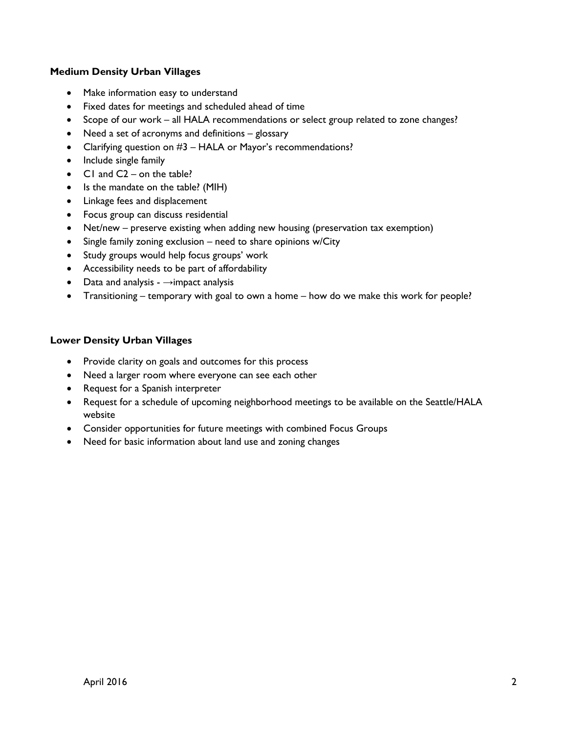**Medium Density Urban Villages**

- Make information easy to understand
- Fixed dates for meetings and scheduled ahead of time
- Scope of our work – all HALA recommendations or select group related to zone changes?
- Need a set of acronyms and definitions – glossary
- Clarifying question on #3 – HALA or Mayor's recommendations?
- Include single family
- C1 and C2 – on the table?
- Is the mandate on the table? (MIH)
- Linkage fees and displacement
- Focus group can discuss residential
- Net/new – preserve existing when adding new housing (preservation tax exemption)
- Single family zoning exclusion – need to share opinions w/City
- Study groups would help focus groups' work
- Accessibility needs to be part of affordability
- Data and analysis - →impact analysis
- Transitioning – temporary with goal to own a home – how do we make this work for people?

**Lower Density Urban Villages**

- Provide clarity on goals and outcomes for this process
- Need a larger room where everyone can see each other
- Request for a Spanish interpreter
- Request for a schedule of upcoming neighborhood meetings to be available on the Seattle/HALA website
- Consider opportunities for future meetings with combined Focus Groups
- Need for basic information about land use and zoning changes